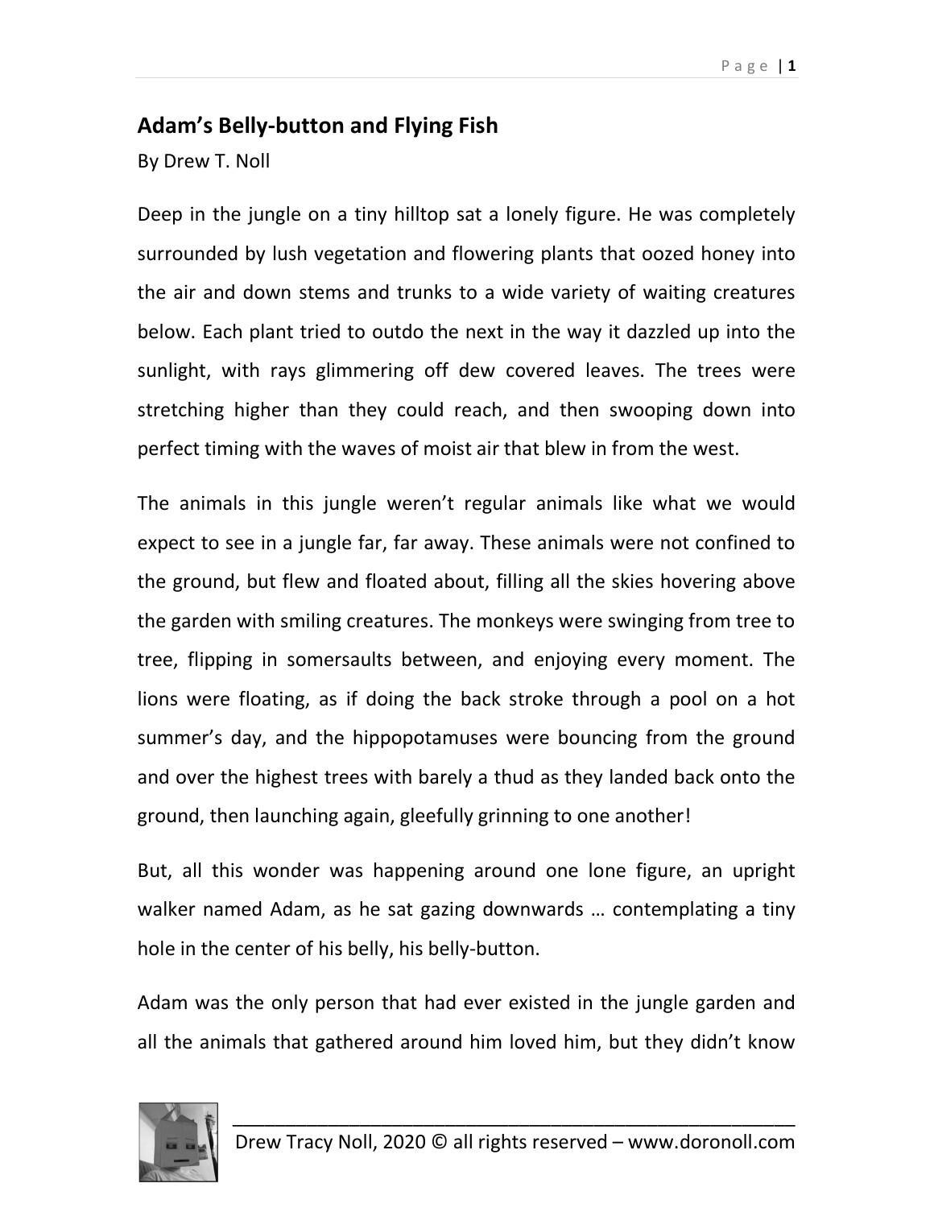# Adam's Belly-button and Flying Fish

By Drew T. Noll

Deep in the jungle on a tiny hilltop sat a lonely figure. He was completely surrounded by lush vegetation and flowering plants that oozed honey into the air and down stems and trunks to a wide variety of waiting creatures below. Each plant tried to outdo the next in the way it dazzled up into the sunlight, with rays glimmering off dew covered leaves. The trees were stretching higher than they could reach, and then swooping down into perfect timing with the waves of moist air that blew in from the west.

The animals in this jungle weren't regular animals like what we would expect to see in a jungle far, far away. These animals were not confined to the ground, but flew and floated about, filling all the skies hovering above the garden with smiling creatures. The monkeys were swinging from tree to tree, flipping in somersaults between, and enjoying every moment. The lions were floating, as if doing the back stroke through a pool on a hot summer's day, and the hippopotamuses were bouncing from the ground and over the highest trees with barely a thud as they landed back onto the ground, then launching again, gleefully grinning to one another!

But, all this wonder was happening around one lone figure, an upright walker named Adam, as he sat gazing downwards … contemplating a tiny hole in the center of his belly, his belly-button.

Adam was the only person that had ever existed in the jungle garden and all the animals that gathered around him loved him, but they didn't know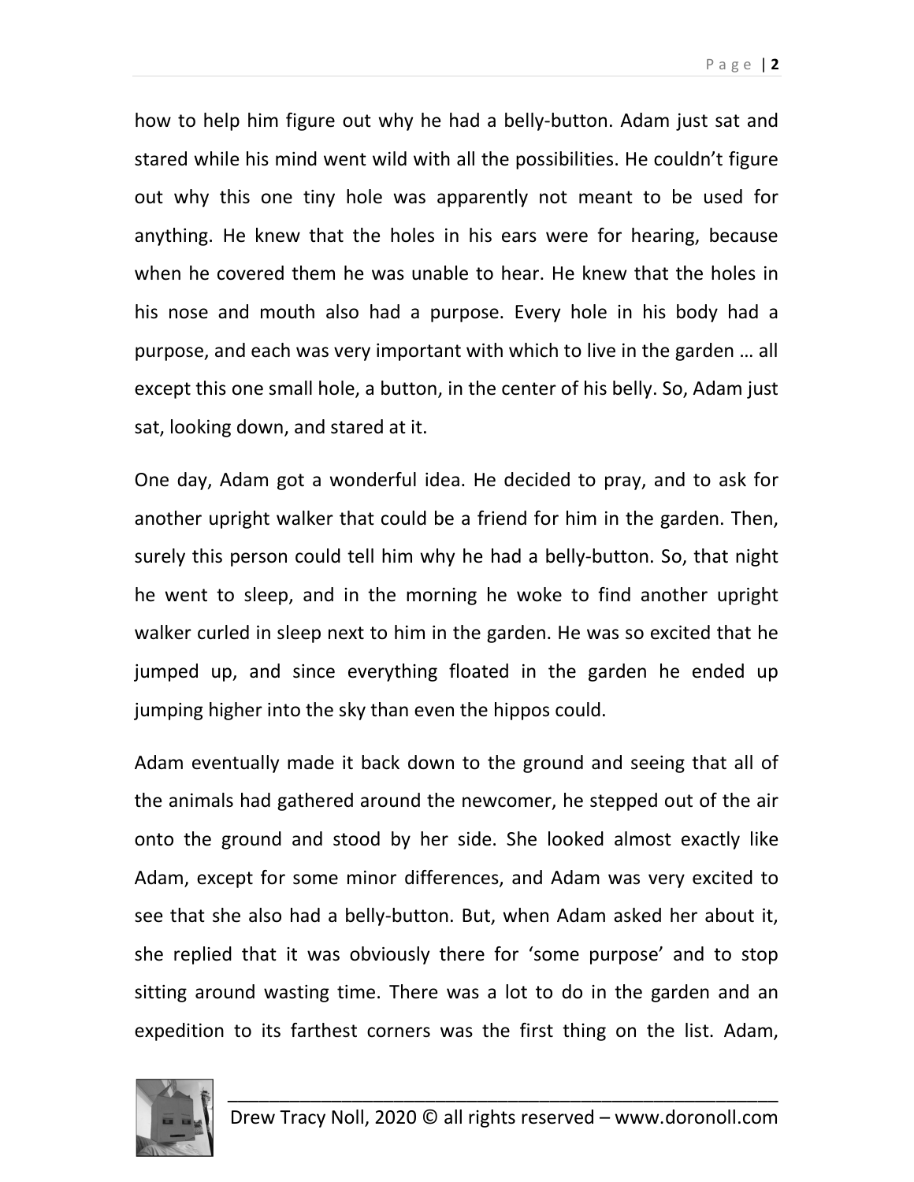how to help him figure out why he had a belly-button. Adam just sat and stared while his mind went wild with all the possibilities. He couldn't figure out why this one tiny hole was apparently not meant to be used for anything. He knew that the holes in his ears were for hearing, because when he covered them he was unable to hear. He knew that the holes in his nose and mouth also had a purpose. Every hole in his body had a purpose, and each was very important with which to live in the garden … all except this one small hole, a button, in the center of his belly. So, Adam just sat, looking down, and stared at it.

One day, Adam got a wonderful idea. He decided to pray, and to ask for another upright walker that could be a friend for him in the garden. Then, surely this person could tell him why he had a belly-button. So, that night he went to sleep, and in the morning he woke to find another upright walker curled in sleep next to him in the garden. He was so excited that he jumped up, and since everything floated in the garden he ended up jumping higher into the sky than even the hippos could.

Adam eventually made it back down to the ground and seeing that all of the animals had gathered around the newcomer, he stepped out of the air onto the ground and stood by her side. She looked almost exactly like Adam, except for some minor differences, and Adam was very excited to see that she also had a belly-button. But, when Adam asked her about it, she replied that it was obviously there for 'some purpose' and to stop sitting around wasting time. There was a lot to do in the garden and an expedition to its farthest corners was the first thing on the list. Adam,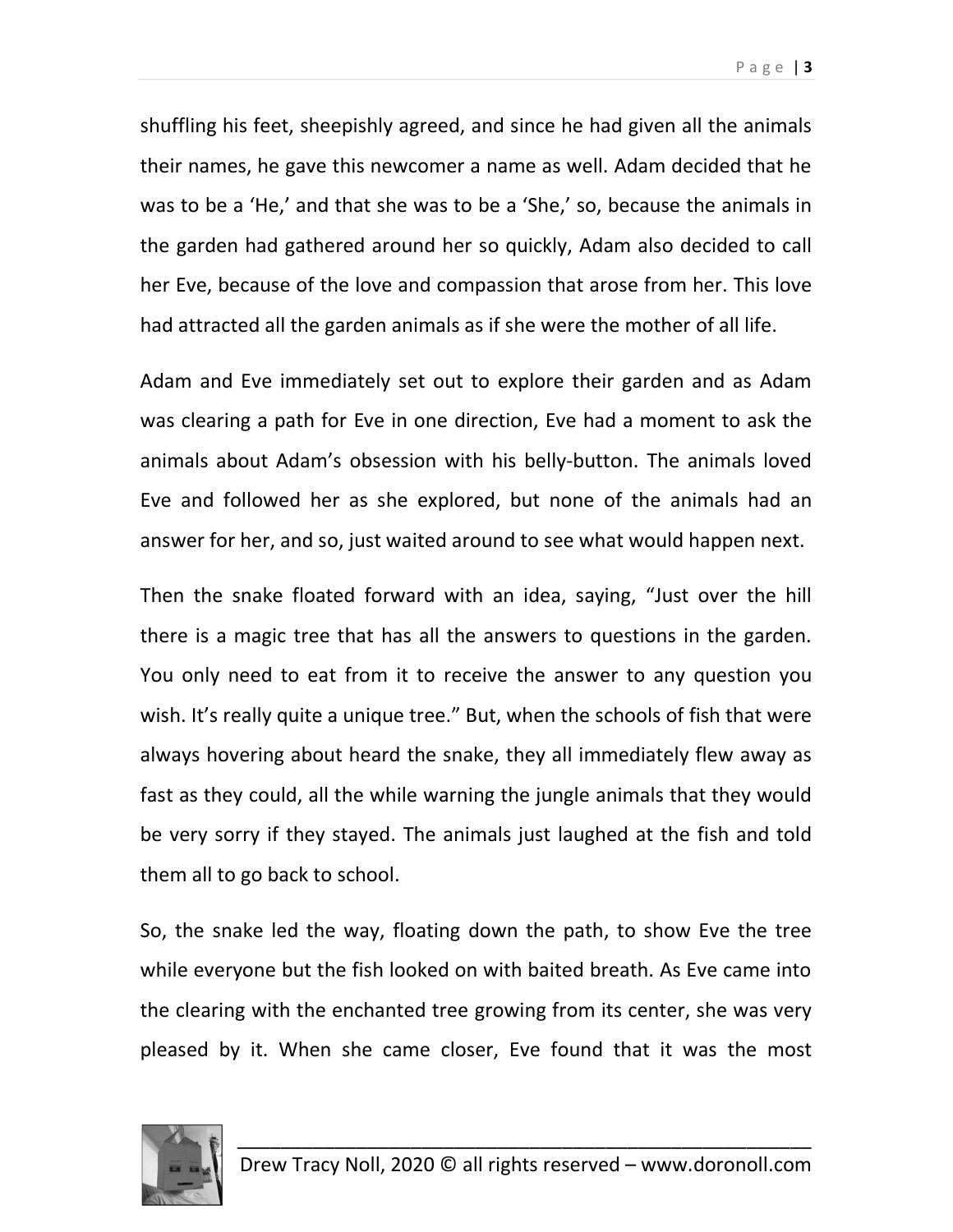shuffling his feet, sheepishly agreed, and since he had given all the animals their names, he gave this newcomer a name as well. Adam decided that he was to be a 'He,' and that she was to be a 'She,' so, because the animals in the garden had gathered around her so quickly, Adam also decided to call her Eve, because of the love and compassion that arose from her. This love had attracted all the garden animals as if she were the mother of all life.

Adam and Eve immediately set out to explore their garden and as Adam was clearing a path for Eve in one direction, Eve had a moment to ask the animals about Adam's obsession with his belly-button. The animals loved Eve and followed her as she explored, but none of the animals had an answer for her, and so, just waited around to see what would happen next.

Then the snake floated forward with an idea, saying, "Just over the hill there is a magic tree that has all the answers to questions in the garden. You only need to eat from it to receive the answer to any question you wish. It's really quite a unique tree." But, when the schools of fish that were always hovering about heard the snake, they all immediately flew away as fast as they could, all the while warning the jungle animals that they would be very sorry if they stayed. The animals just laughed at the fish and told them all to go back to school.

So, the snake led the way, floating down the path, to show Eve the tree while everyone but the fish looked on with baited breath. As Eve came into the clearing with the enchanted tree growing from its center, she was very pleased by it. When she came closer, Eve found that it was the most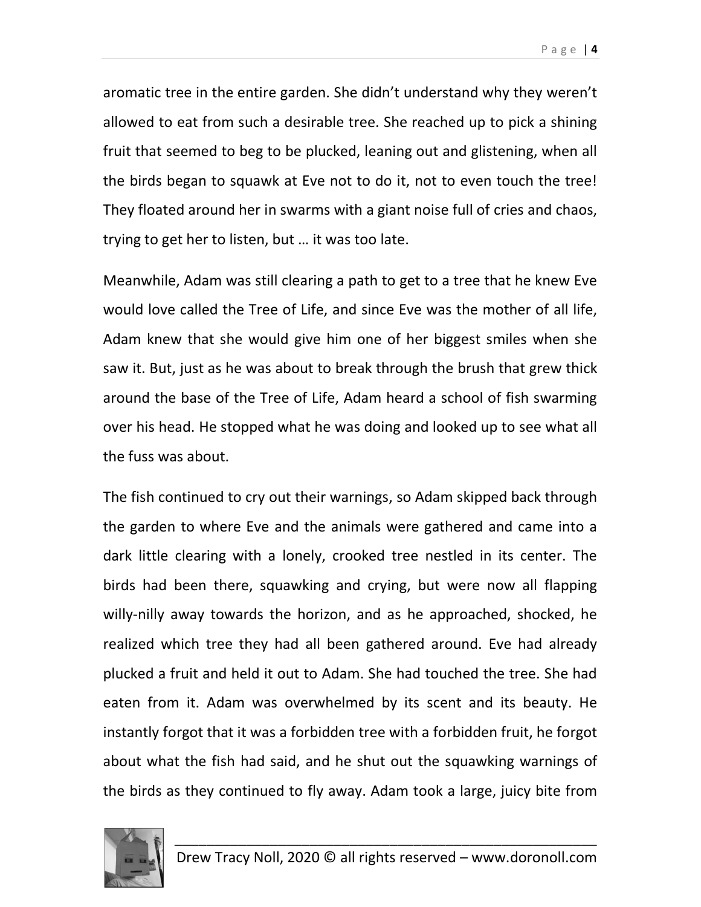aromatic tree in the entire garden. She didn't understand why they weren't allowed to eat from such a desirable tree. She reached up to pick a shining fruit that seemed to beg to be plucked, leaning out and glistening, when all the birds began to squawk at Eve not to do it, not to even touch the tree! They floated around her in swarms with a giant noise full of cries and chaos, trying to get her to listen, but … it was too late.

Meanwhile, Adam was still clearing a path to get to a tree that he knew Eve would love called the Tree of Life, and since Eve was the mother of all life, Adam knew that she would give him one of her biggest smiles when she saw it. But, just as he was about to break through the brush that grew thick around the base of the Tree of Life, Adam heard a school of fish swarming over his head. He stopped what he was doing and looked up to see what all the fuss was about.

The fish continued to cry out their warnings, so Adam skipped back through the garden to where Eve and the animals were gathered and came into a dark little clearing with a lonely, crooked tree nestled in its center. The birds had been there, squawking and crying, but were now all flapping willy-nilly away towards the horizon, and as he approached, shocked, he realized which tree they had all been gathered around. Eve had already plucked a fruit and held it out to Adam. She had touched the tree. She had eaten from it. Adam was overwhelmed by its scent and its beauty. He instantly forgot that it was a forbidden tree with a forbidden fruit, he forgot about what the fish had said, and he shut out the squawking warnings of the birds as they continued to fly away. Adam took a large, juicy bite from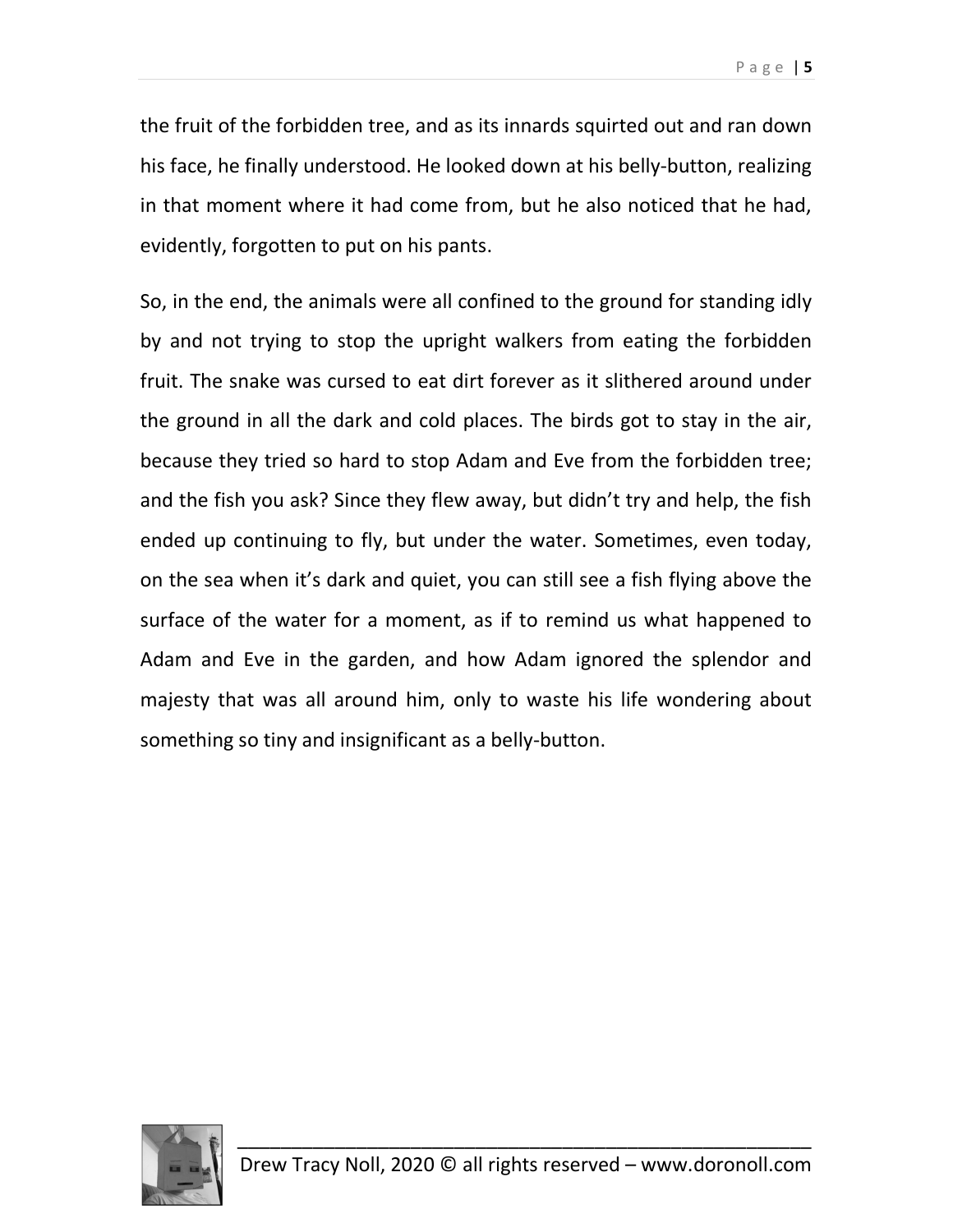the fruit of the forbidden tree, and as its innards squirted out and ran down his face, he finally understood. He looked down at his belly-button, realizing in that moment where it had come from, but he also noticed that he had, evidently, forgotten to put on his pants.

So, in the end, the animals were all confined to the ground for standing idly by and not trying to stop the upright walkers from eating the forbidden fruit. The snake was cursed to eat dirt forever as it slithered around under the ground in all the dark and cold places. The birds got to stay in the air, because they tried so hard to stop Adam and Eve from the forbidden tree; and the fish you ask? Since they flew away, but didn't try and help, the fish ended up continuing to fly, but under the water. Sometimes, even today, on the sea when it's dark and quiet, you can still see a fish flying above the surface of the water for a moment, as if to remind us what happened to Adam and Eve in the garden, and how Adam ignored the splendor and majesty that was all around him, only to waste his life wondering about something so tiny and insignificant as a belly-button.